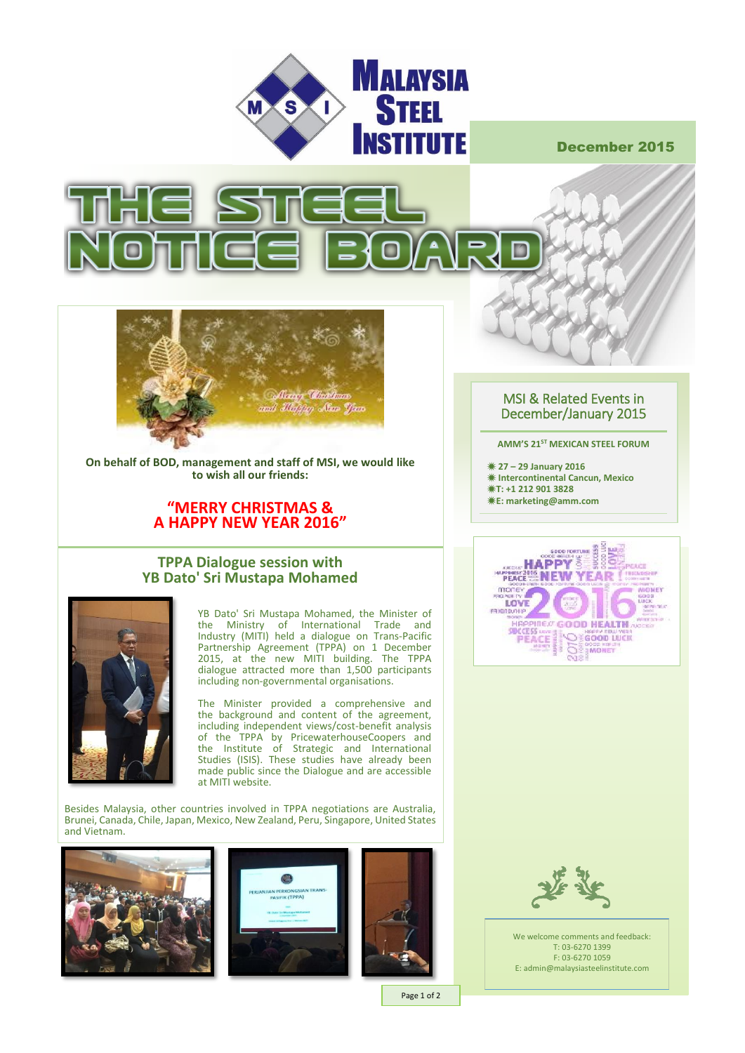# MALAYSIA STEEL INSTITUTE

December 2015

# THE STEEL NOTICE BOARD

**On behalf of BOD, management and staff of MSI, we would like to wish all our friends:**

**"MERRY CHRISTMAS & A HAPPY NEW YEAR 2016"**

## TPPA Dialogue session with YB Dato' Sri Mustapa Mohamed

YB Dato' Sri Mustapa Mohamed, the Minister of the Ministry of International Trade and Industry (MITI) held a dialogue on Trans-Pacific Partnership Agreement (TPPA) on 1 December 2015, at the new MITI building. The TPPA dialogue attracted more than 1,500 participants including non-governmental organisations.

The Minister provided a comprehensive and the background and content of the agreement, including independent views/cost-benefit analysis of the TPPA by PricewaterhouseCoopers and the Institute of Strategic and International Studies (ISIS). These studies have already been made public since the Dialogue and are accessible at MITI website.

Besides Malaysia, other countries involved in TPPA negotiations are Australia, Brunei, Canada, Chile, Japan, Mexico, New Zealand, Peru, Singapore, United States and Vietnam.

## MSI & Related Events in December/January 2015

**AMM'S 21ST MEXICAN STEEL FORUM**

- **27 – 29 January 2016**
- **Intercontinental Cancun, Mexico**
- **T: +1 212 901 3828**
- **E: marketing@amm.com**

We welcome comments and feedback:
T: 03-6270 1399
F: 03-6270 1059
E: admin@malaysiasteelinstitute.com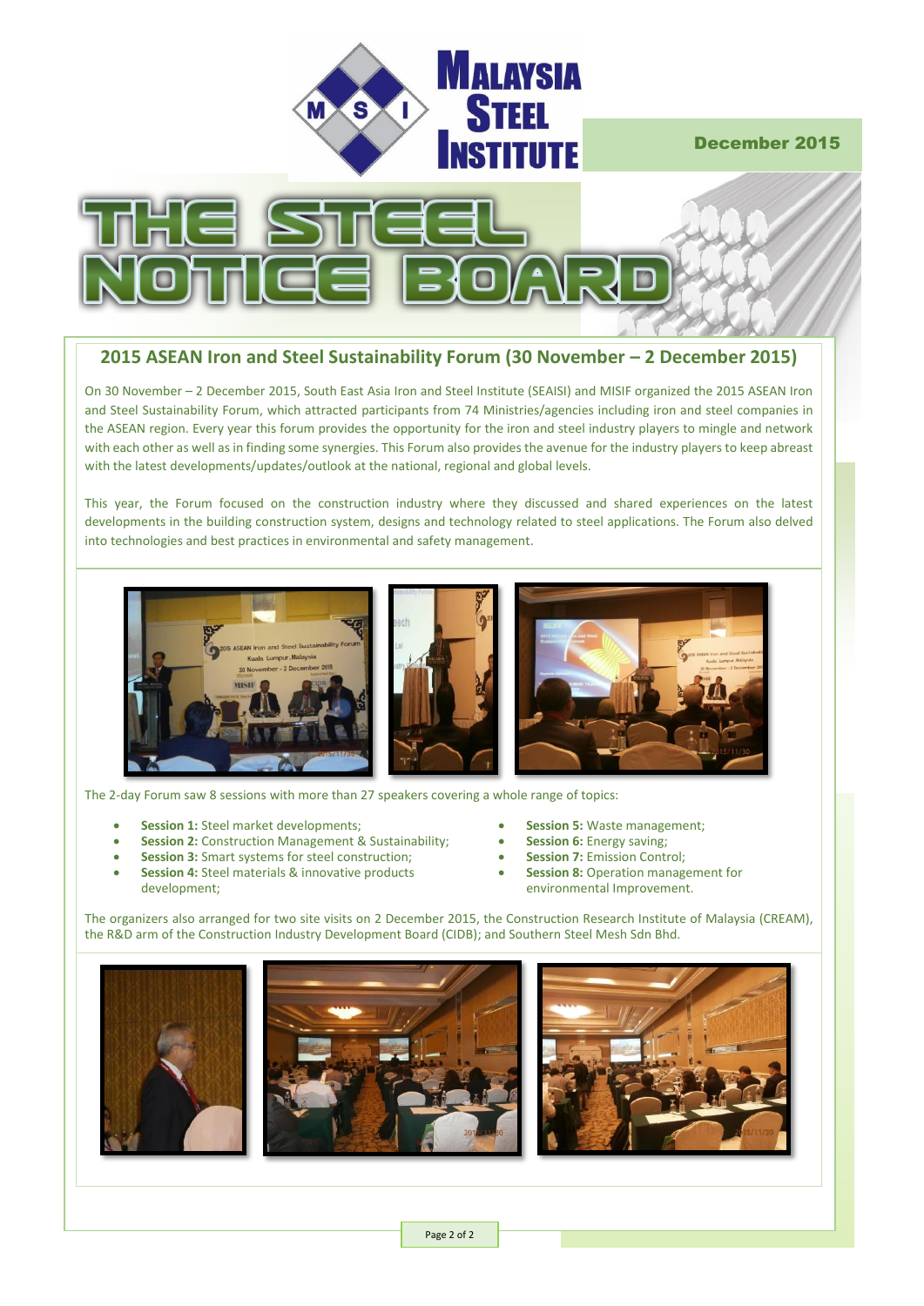# THE STEEL NOTICE BOARD

December 2015

## 2015 ASEAN Iron and Steel Sustainability Forum (30 November – 2 December 2015)

On 30 November – 2 December 2015, South East Asia Iron and Steel Institute (SEAISI) and MISIF organized the 2015 ASEAN Iron and Steel Sustainability Forum, which attracted participants from 74 Ministries/agencies including iron and steel companies in the ASEAN region. Every year this forum provides the opportunity for the iron and steel industry players to mingle and network with each other as well as in finding some synergies. This Forum also provides the avenue for the industry players to keep abreast with the latest developments/updates/outlook at the national, regional and global levels.

This year, the Forum focused on the construction industry where they discussed and shared experiences on the latest developments in the building construction system, designs and technology related to steel applications. The Forum also delved into technologies and best practices in environmental and safety management.

The 2-day Forum saw 8 sessions with more than 27 speakers covering a whole range of topics:

- **Session 1:** Steel market developments;
- **Session 2:** Construction Management & Sustainability;
- **Session 3:** Smart systems for steel construction;
- **Session 4:** Steel materials & innovative products development;
- **Session 5:** Waste management;
- **Session 6:** Energy saving;
- **Session 7:** Emission Control;
- **Session 8:** Operation management for environmental Improvement.

The organizers also arranged for two site visits on 2 December 2015, the Construction Research Institute of Malaysia (CREAM), the R&D arm of the Construction Industry Development Board (CIDB); and Southern Steel Mesh Sdn Bhd.